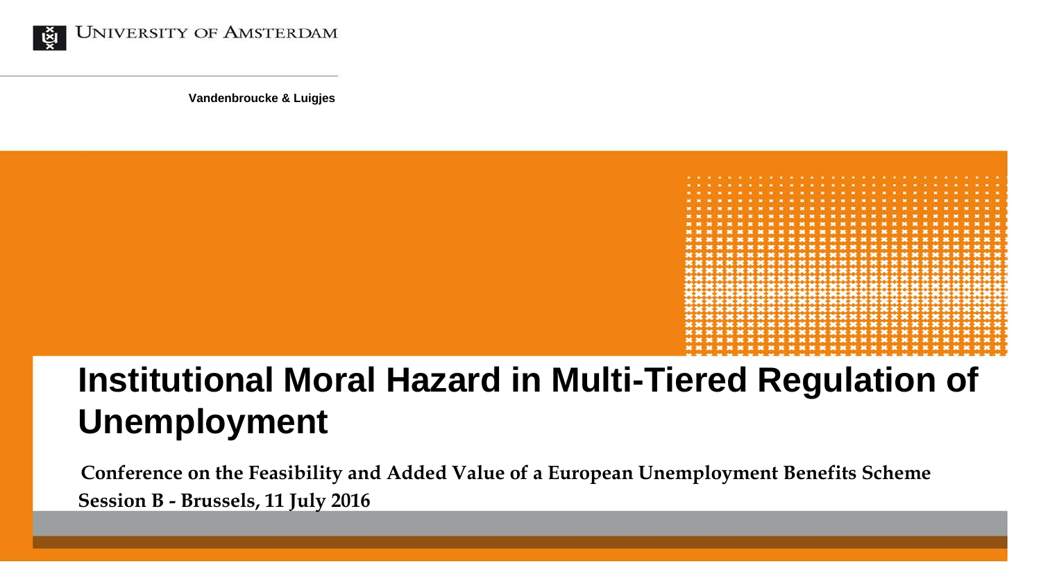UNIVERSITY OF AMSTERDAM

**Vandenbroucke & Luigjes**

# Institutional Moral Hazard in Multi-Tiered Regulation of Unemployment

**Conference on the Feasibility and Added Value of a European Unemployment Benefits Scheme**

**Session B - Brussels, 11 July 2016**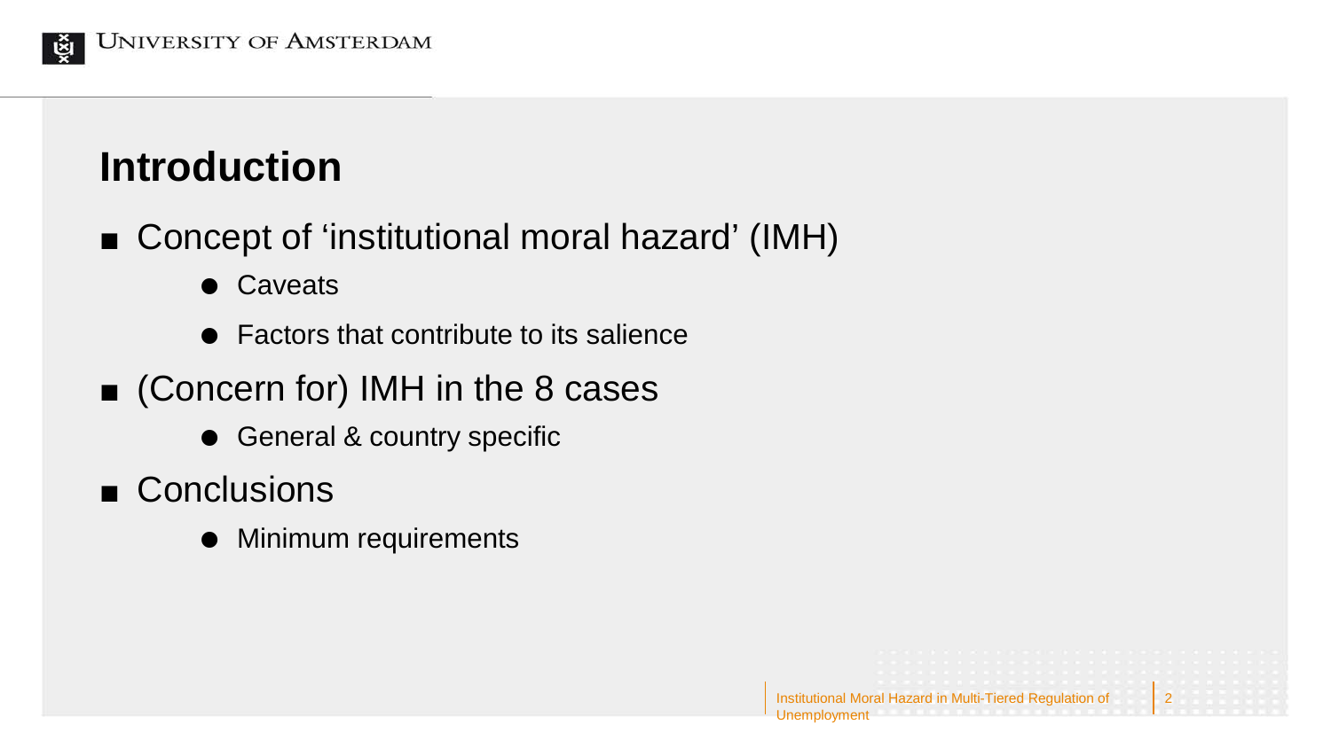# Introduction

- Concept of 'institutional moral hazard' (IMH)
  - Caveats
  - Factors that contribute to its salience
- (Concern for) IMH in the 8 cases
  - General & country specific
- Conclusions
  - Minimum requirements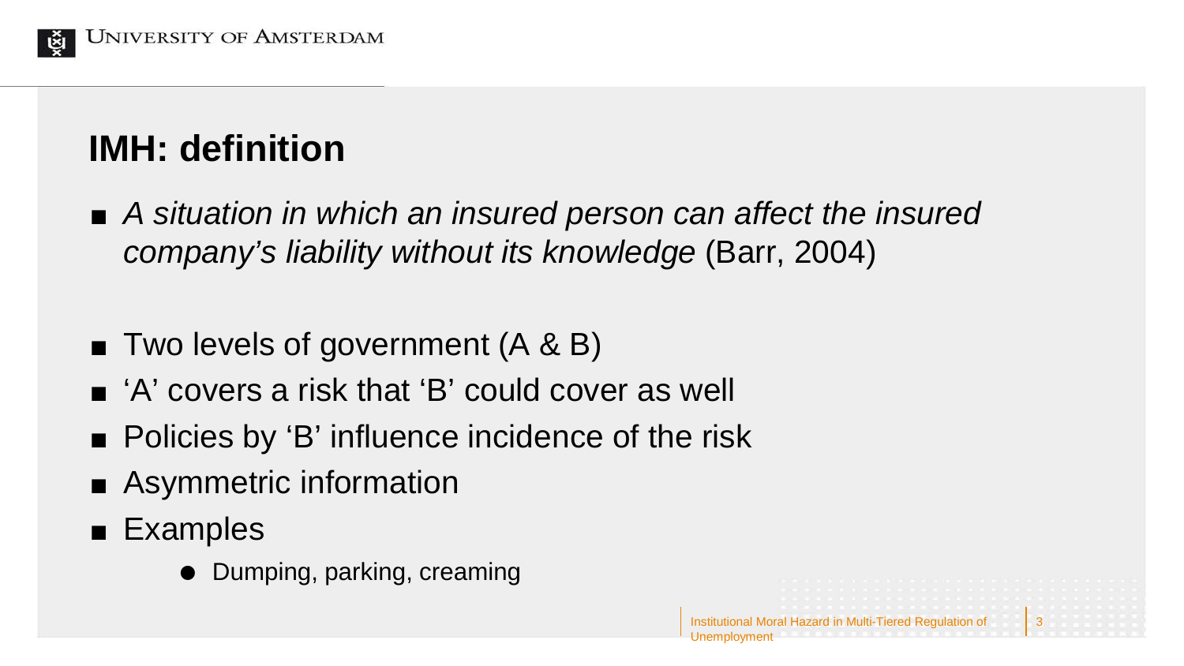## IMH: definition

- *A situation in which an insured person can affect the insured company's liability without its knowledge* (Barr, 2004)

- Two levels of government (A & B)
- 'A' covers a risk that 'B' could cover as well
- Policies by 'B' influence incidence of the risk
- Asymmetric information
- Examples
  - Dumping, parking, creaming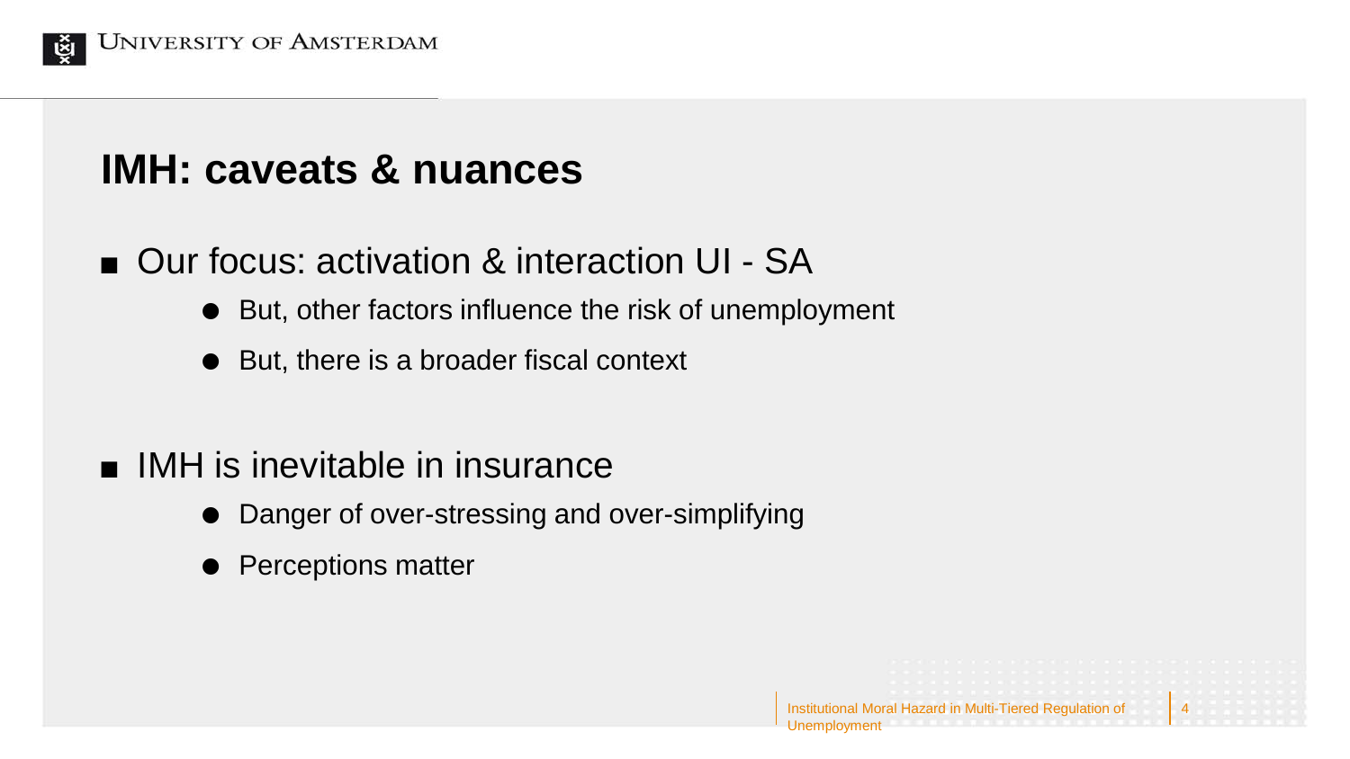## IMH: caveats & nuances

- Our focus: activation & interaction UI - SA
    - But, other factors influence the risk of unemployment
    - But, there is a broader fiscal context

- IMH is inevitable in insurance
    - Danger of over-stressing and over-simplifying
    - Perceptions matter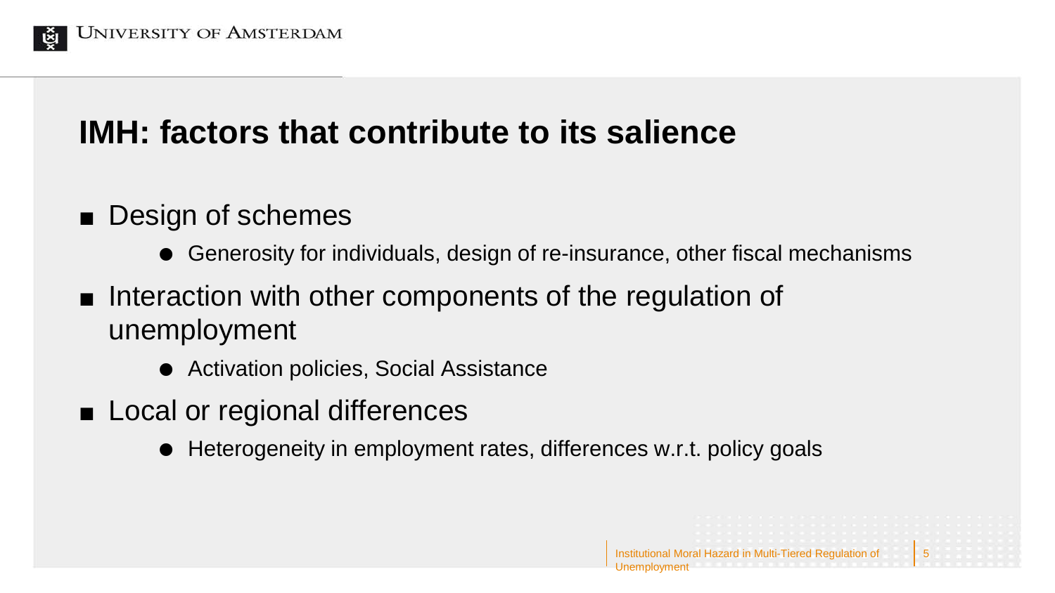## IMH: factors that contribute to its salience

- Design of schemes
  - Generosity for individuals, design of re-insurance, other fiscal mechanisms
- Interaction with other components of the regulation of unemployment
  - Activation policies, Social Assistance
- Local or regional differences
  - Heterogeneity in employment rates, differences w.r.t. policy goals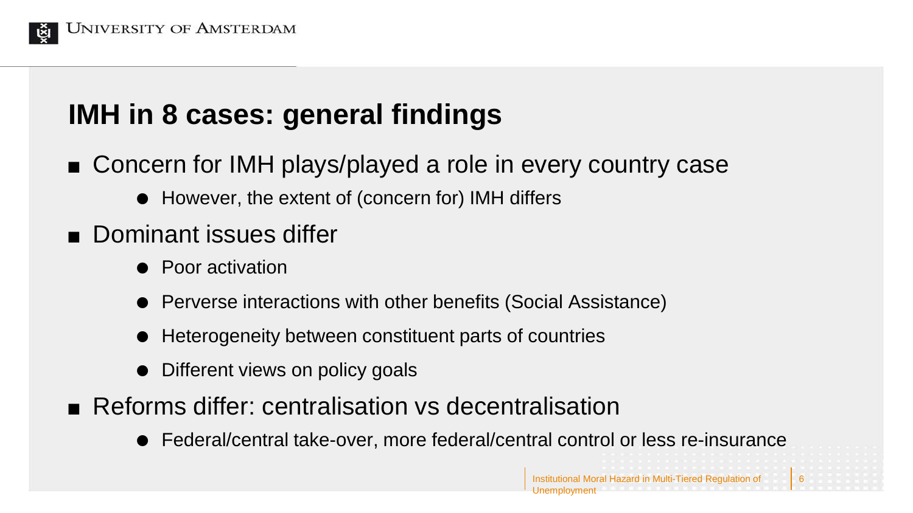# IMH in 8 cases: general findings

- Concern for IMH plays/played a role in every country case
  - However, the extent of (concern for) IMH differs
- Dominant issues differ
  - Poor activation
  - Perverse interactions with other benefits (Social Assistance)
  - Heterogeneity between constituent parts of countries
  - Different views on policy goals
- Reforms differ: centralisation vs decentralisation
  - Federal/central take-over, more federal/central control or less re-insurance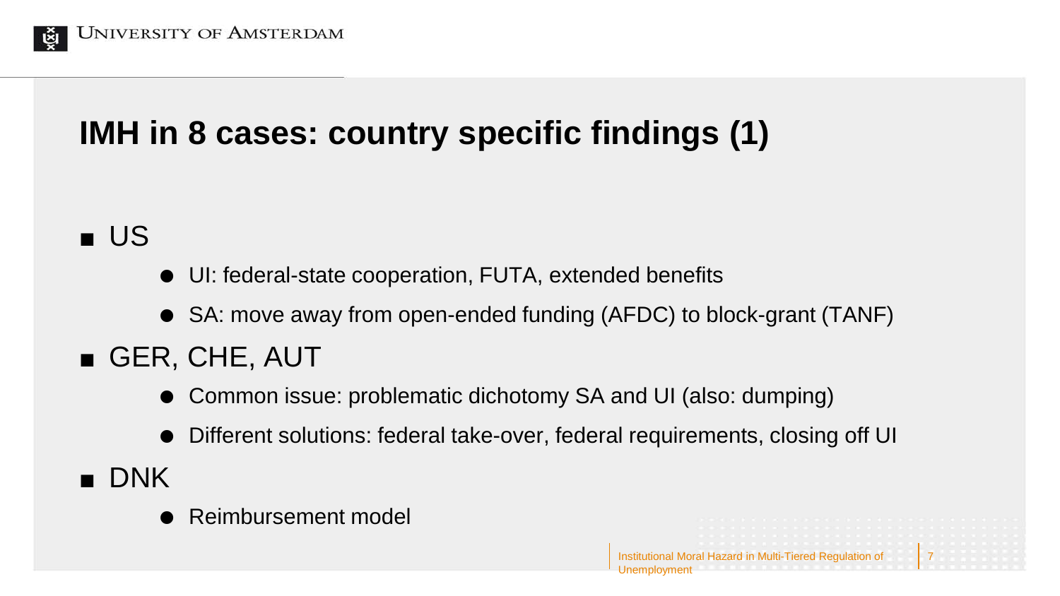# IMH in 8 cases: country specific findings (1)

- US
  - UI: federal-state cooperation, FUTA, extended benefits
  - SA: move away from open-ended funding (AFDC) to block-grant (TANF)
- GER, CHE, AUT
  - Common issue: problematic dichotomy SA and UI (also: dumping)
  - Different solutions: federal take-over, federal requirements, closing off UI
- DNK
  - Reimbursement model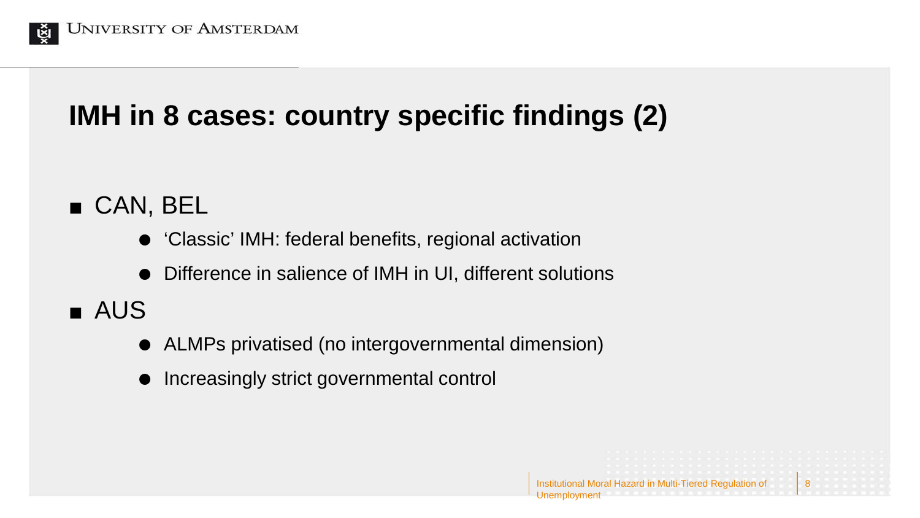# IMH in 8 cases: country specific findings (2)

- CAN, BEL
  - ‘Classic’ IMH: federal benefits, regional activation
  - Difference in salience of IMH in UI, different solutions
- AUS
  - ALMPs privatised (no intergovernmental dimension)
  - Increasingly strict governmental control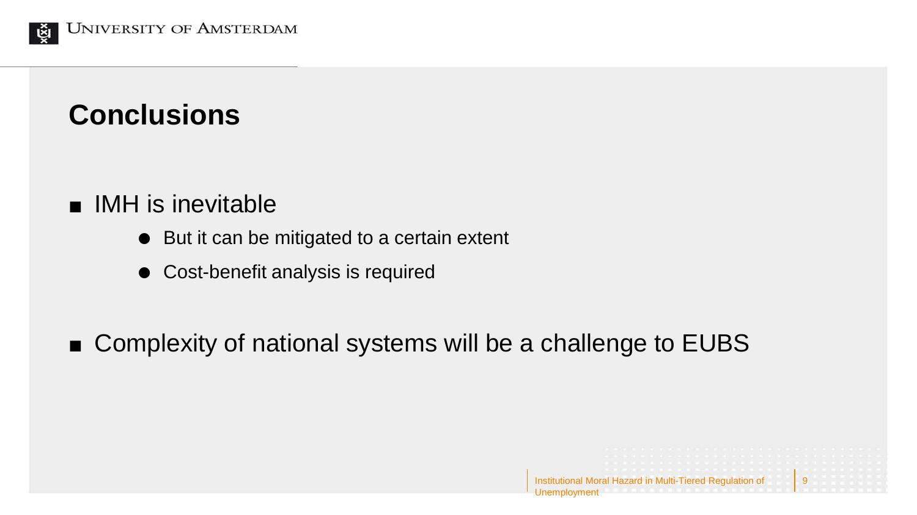# Conclusions

- IMH is inevitable
  - But it can be mitigated to a certain extent
  - Cost-benefit analysis is required

- Complexity of national systems will be a challenge to EUBS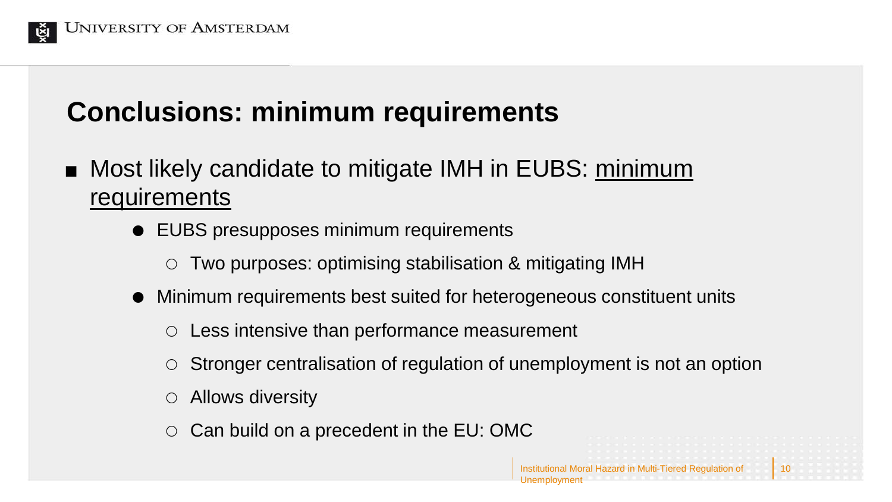## Conclusions: minimum requirements

- Most likely candidate to mitigate IMH in EUBS: minimum requirements
  - EUBS presupposes minimum requirements
    - Two purposes: optimising stabilisation & mitigating IMH
  - Minimum requirements best suited for heterogeneous constituent units
    - Less intensive than performance measurement
    - Stronger centralisation of regulation of unemployment is not an option
    - Allows diversity
    - Can build on a precedent in the EU: OMC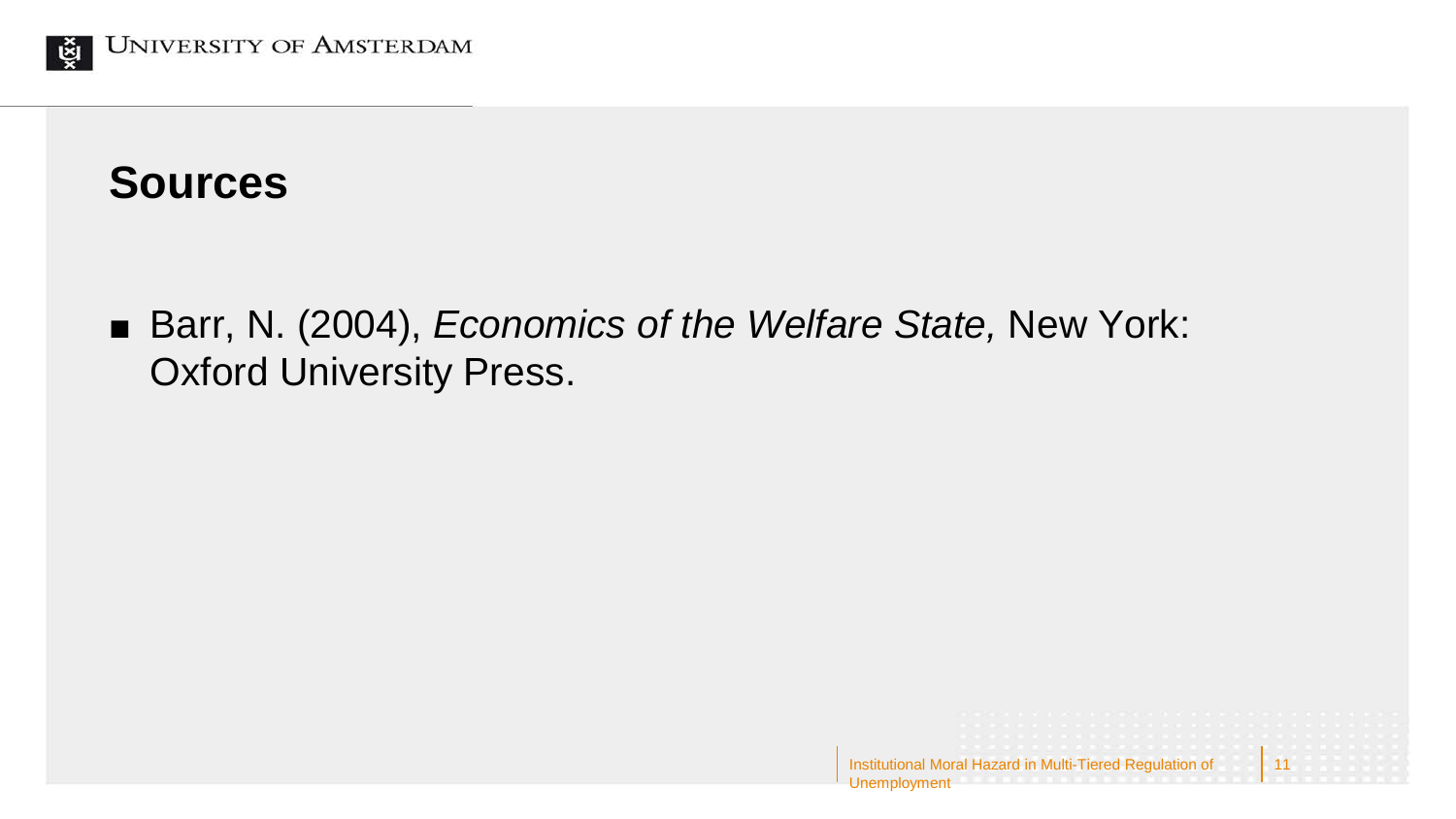# Sources

- Barr, N. (2004), *Economics of the Welfare State,* New York: Oxford University Press.